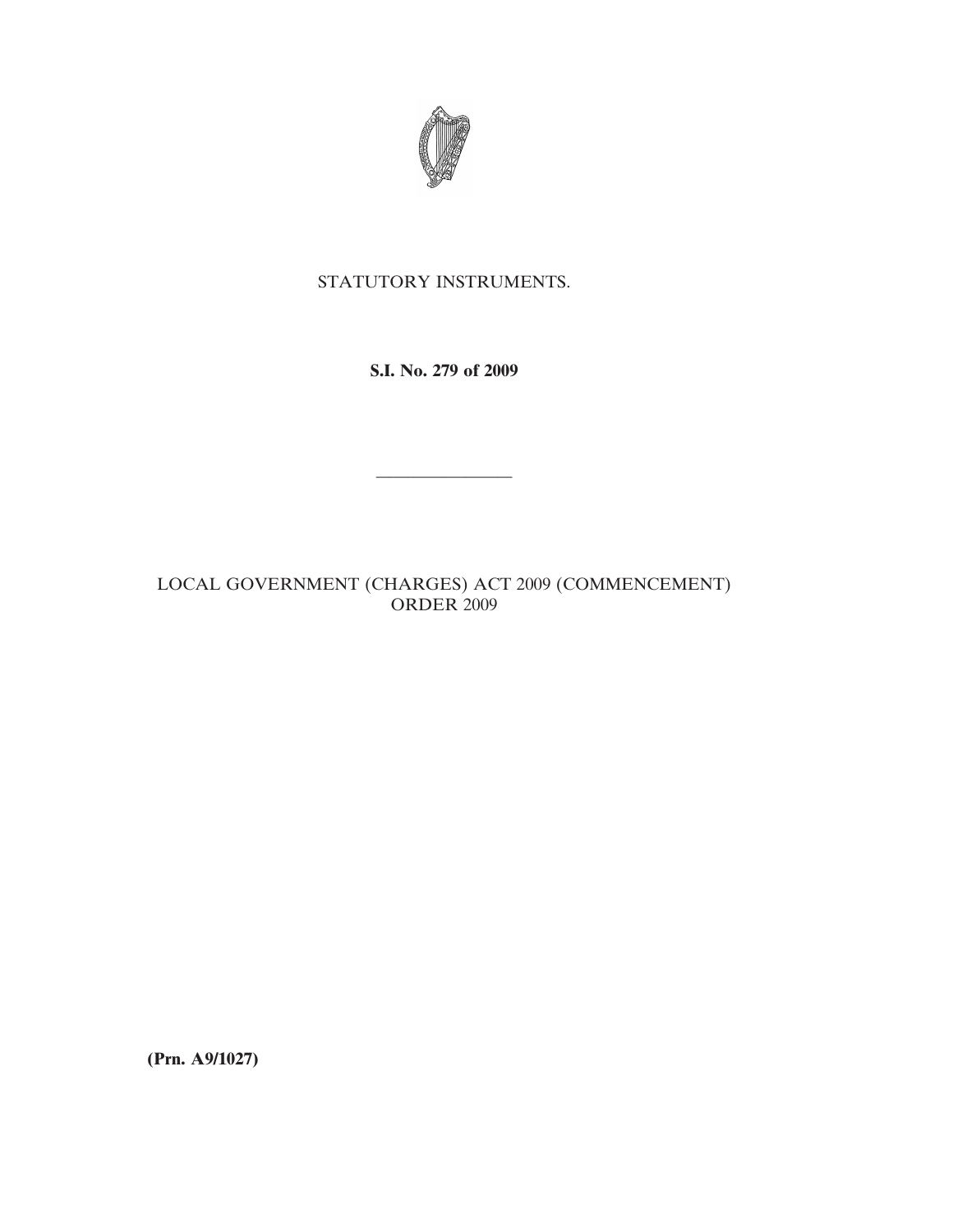STATUTORY INSTRUMENTS.

**S.I. No. 279 of 2009**

---

LOCAL GOVERNMENT (CHARGES) ACT 2009 (COMMENCEMENT) ORDER 2009

**(Prn. A9/1027)**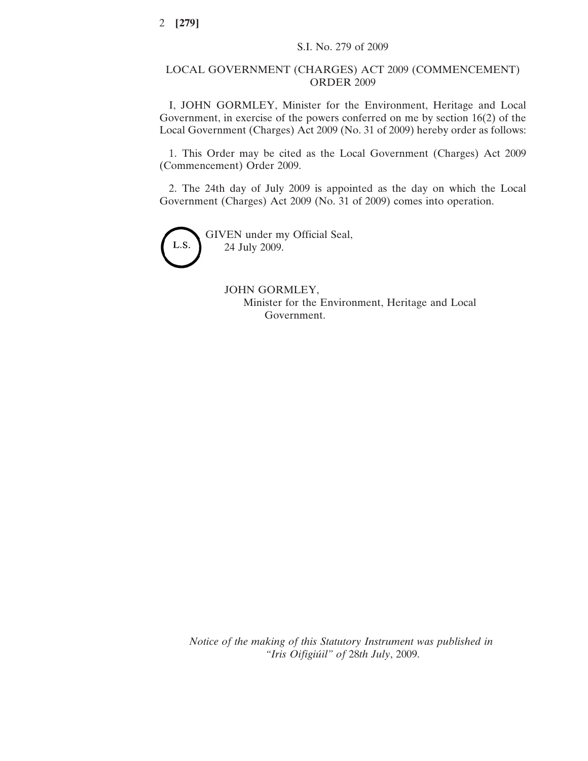S.I. No. 279 of 2009

# LOCAL GOVERNMENT (CHARGES) ACT 2009 (COMMENCEMENT) ORDER 2009

I, JOHN GORMLEY, Minister for the Environment, Heritage and Local Government, in exercise of the powers conferred on me by section 16(2) of the Local Government (Charges) Act 2009 (No. 31 of 2009) hereby order as follows:

1. This Order may be cited as the Local Government (Charges) Act 2009 (Commencement) Order 2009.

2. The 24th day of July 2009 is appointed as the day on which the Local Government (Charges) Act 2009 (No. 31 of 2009) comes into operation.

L.S.

GIVEN under my Official Seal,
24 July 2009.

JOHN GORMLEY,
Minister for the Environment, Heritage and Local Government.

*Notice of the making of this Statutory Instrument was published in "Iris Oifigiúil" of 28th July, 2009.*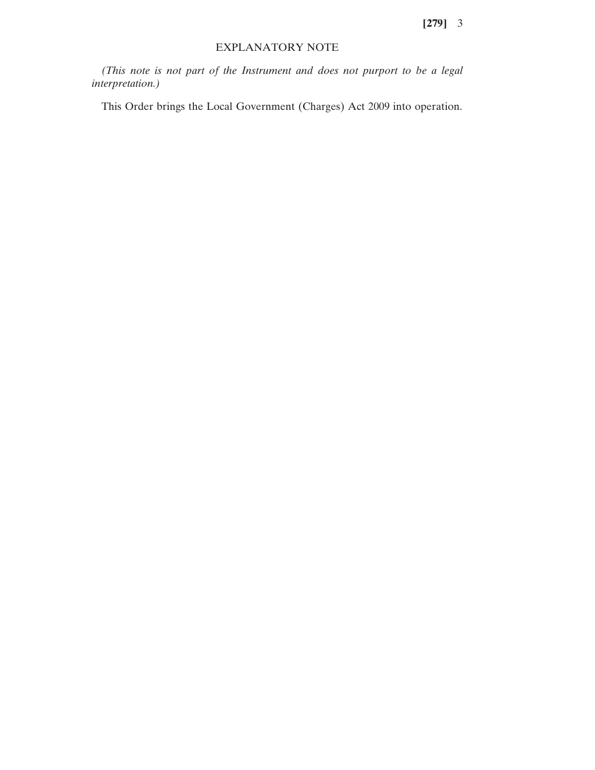## EXPLANATORY NOTE

*(This note is not part of the Instrument and does not purport to be a legal interpretation.)*

This Order brings the Local Government (Charges) Act 2009 into operation.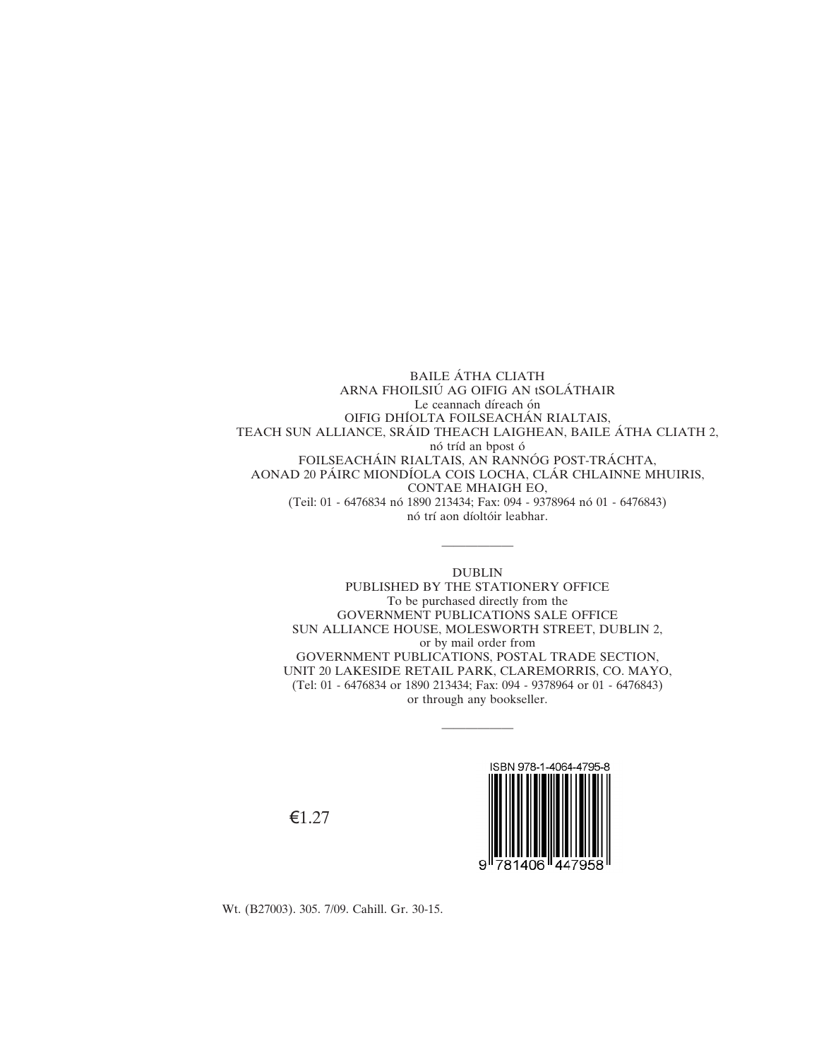BAILE ÁTHA CLIATH
ARNA FHOILSIÚ AG OIFIG AN tSOLÁTHAIR
Le ceannach díreach ón
OIFIG DHÍOLTA FOILSEACHÁN RIALTAIS,
TEACH SUN ALLIANCE, SRÁID THEACH LAIGHEAN, BAILE ÁTHA CLIATH 2,
nó tríd an bpost ó
FOILSEACHÁIN RIALTAIS, AN RANNÓG POST-TRÁCHTA,
AONAD 20 PÁIRC MIONDÍOLA COIS LOCHA, CLÁR CHLAINNE MHUIRIS,
CONTAE MHAIGH EO,
(Teil: 01 - 6476834 nó 1890 213434; Fax: 094 - 9378964 nó 01 - 6476843)
nó trí aon díoltóir leabhar.

---

DUBLIN
PUBLISHED BY THE STATIONERY OFFICE
To be purchased directly from the
GOVERNMENT PUBLICATIONS SALE OFFICE
SUN ALLIANCE HOUSE, MOLESWORTH STREET, DUBLIN 2,
or by mail order from
GOVERNMENT PUBLICATIONS, POSTAL TRADE SECTION,
UNIT 20 LAKESIDE RETAIL PARK, CLAREMORRIS, CO. MAYO,
(Tel: 01 - 6476834 or 1890 213434; Fax: 094 - 9378964 or 01 - 6476843)
or through any bookseller.

---

ISBN 978-1-4064-4795-8

9 781406 447958

€1.27

Wt. (B27003). 305. 7/09. Cahill. Gr. 30-15.